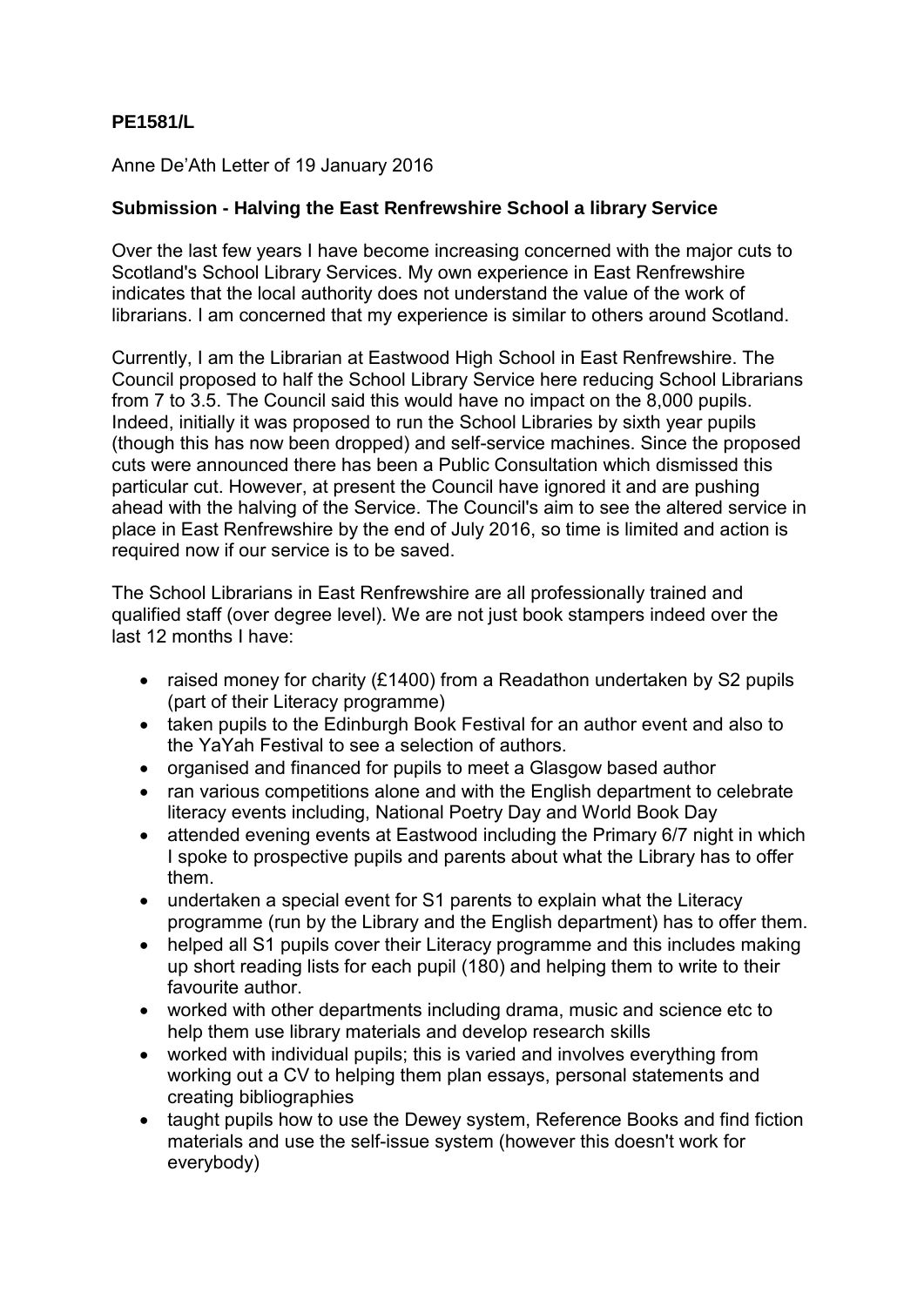**PE1581/L**

Anne De'Ath Letter of 19 January 2016

**Submission - Halving the East Renfrewshire School a library Service**

Over the last few years I have become increasing concerned with the major cuts to Scotland's School Library Services. My own experience in East Renfrewshire indicates that the local authority does not understand the value of the work of librarians. I am concerned that my experience is similar to others around Scotland.

Currently, I am the Librarian at Eastwood High School in East Renfrewshire. The Council proposed to half the School Library Service here reducing School Librarians from 7 to 3.5. The Council said this would have no impact on the 8,000 pupils. Indeed, initially it was proposed to run the School Libraries by sixth year pupils (though this has now been dropped) and self-service machines. Since the proposed cuts were announced there has been a Public Consultation which dismissed this particular cut. However, at present the Council have ignored it and are pushing ahead with the halving of the Service. The Council's aim to see the altered service in place in East Renfrewshire by the end of July 2016, so time is limited and action is required now if our service is to be saved.

The School Librarians in East Renfrewshire are all professionally trained and qualified staff (over degree level). We are not just book stampers indeed over the last 12 months I have:

- raised money for charity (£1400) from a Readathon undertaken by S2 pupils (part of their Literacy programme)
- taken pupils to the Edinburgh Book Festival for an author event and also to the YaYah Festival to see a selection of authors.
- organised and financed for pupils to meet a Glasgow based author
- ran various competitions alone and with the English department to celebrate literacy events including, National Poetry Day and World Book Day
- attended evening events at Eastwood including the Primary 6/7 night in which I spoke to prospective pupils and parents about what the Library has to offer them.
- undertaken a special event for S1 parents to explain what the Literacy programme (run by the Library and the English department) has to offer them.
- helped all S1 pupils cover their Literacy programme and this includes making up short reading lists for each pupil (180) and helping them to write to their favourite author.
- worked with other departments including drama, music and science etc to help them use library materials and develop research skills
- worked with individual pupils; this is varied and involves everything from working out a CV to helping them plan essays, personal statements and creating bibliographies
- taught pupils how to use the Dewey system, Reference Books and find fiction materials and use the self-issue system (however this doesn't work for everybody)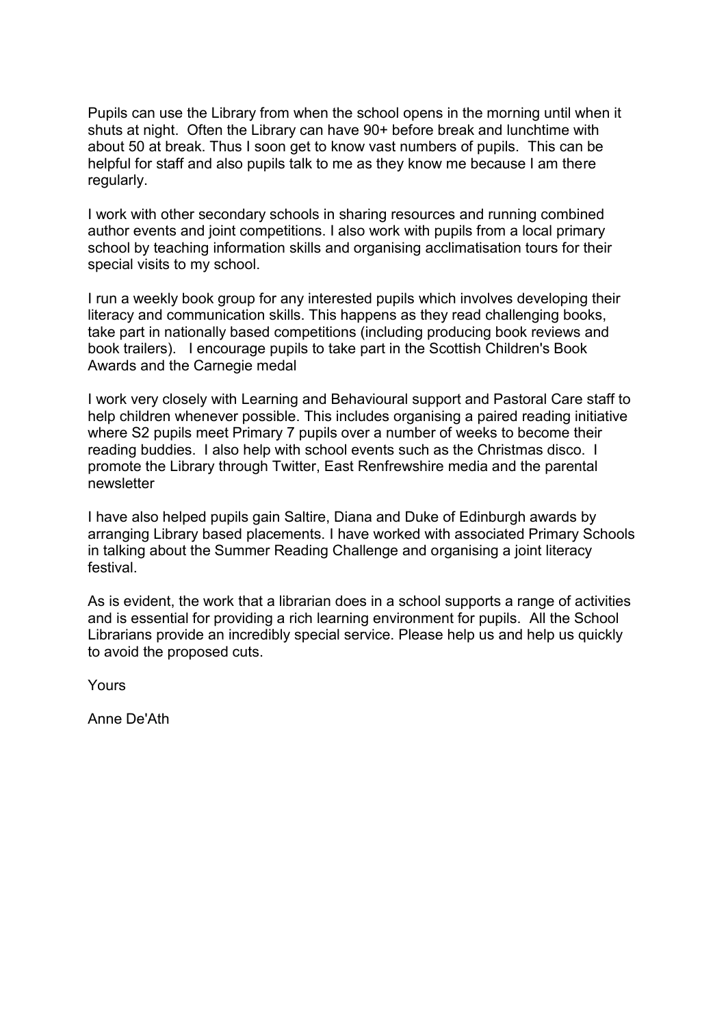Pupils can use the Library from when the school opens in the morning until when it shuts at night. Often the Library can have 90+ before break and lunchtime with about 50 at break. Thus I soon get to know vast numbers of pupils. This can be helpful for staff and also pupils talk to me as they know me because I am there regularly.

I work with other secondary schools in sharing resources and running combined author events and joint competitions. I also work with pupils from a local primary school by teaching information skills and organising acclimatisation tours for their special visits to my school.

I run a weekly book group for any interested pupils which involves developing their literacy and communication skills. This happens as they read challenging books, take part in nationally based competitions (including producing book reviews and book trailers). I encourage pupils to take part in the Scottish Children's Book Awards and the Carnegie medal

I work very closely with Learning and Behavioural support and Pastoral Care staff to help children whenever possible. This includes organising a paired reading initiative where S2 pupils meet Primary 7 pupils over a number of weeks to become their reading buddies. I also help with school events such as the Christmas disco. I promote the Library through Twitter, East Renfrewshire media and the parental newsletter

I have also helped pupils gain Saltire, Diana and Duke of Edinburgh awards by arranging Library based placements. I have worked with associated Primary Schools in talking about the Summer Reading Challenge and organising a joint literacy festival.

As is evident, the work that a librarian does in a school supports a range of activities and is essential for providing a rich learning environment for pupils. All the School Librarians provide an incredibly special service. Please help us and help us quickly to avoid the proposed cuts.

Yours

Anne De'Ath